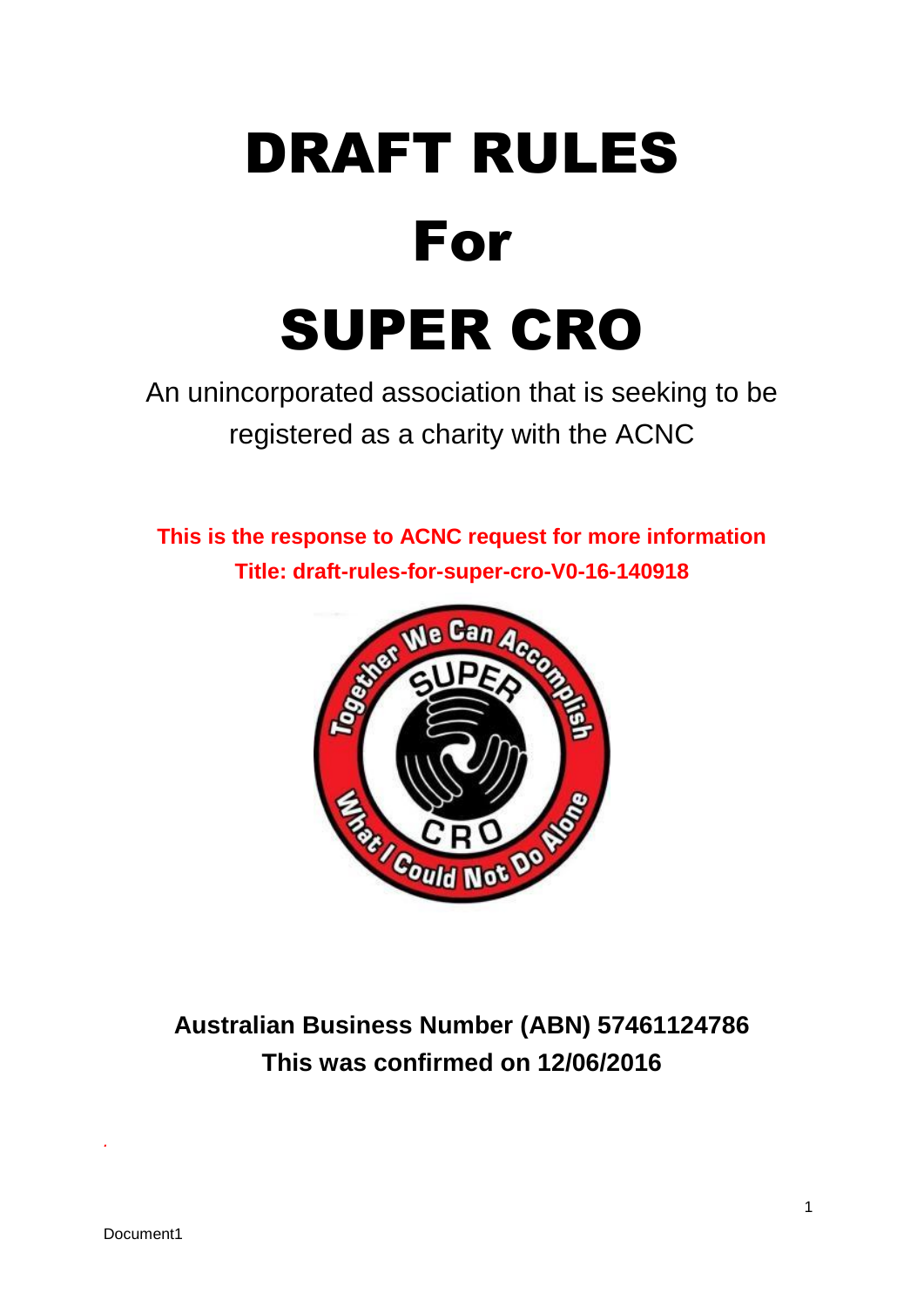# DRAFT RULES

# For

# SUPER CRO

An unincorporated association that is seeking to be registered as a charity with the ACNC

**This is the response to ACNC request for more information**

**Title: draft-rules-for-super-cro-V0-16-140918**

**Australian Business Number (ABN) 57461124786**

**This was confirmed on 12/06/2016**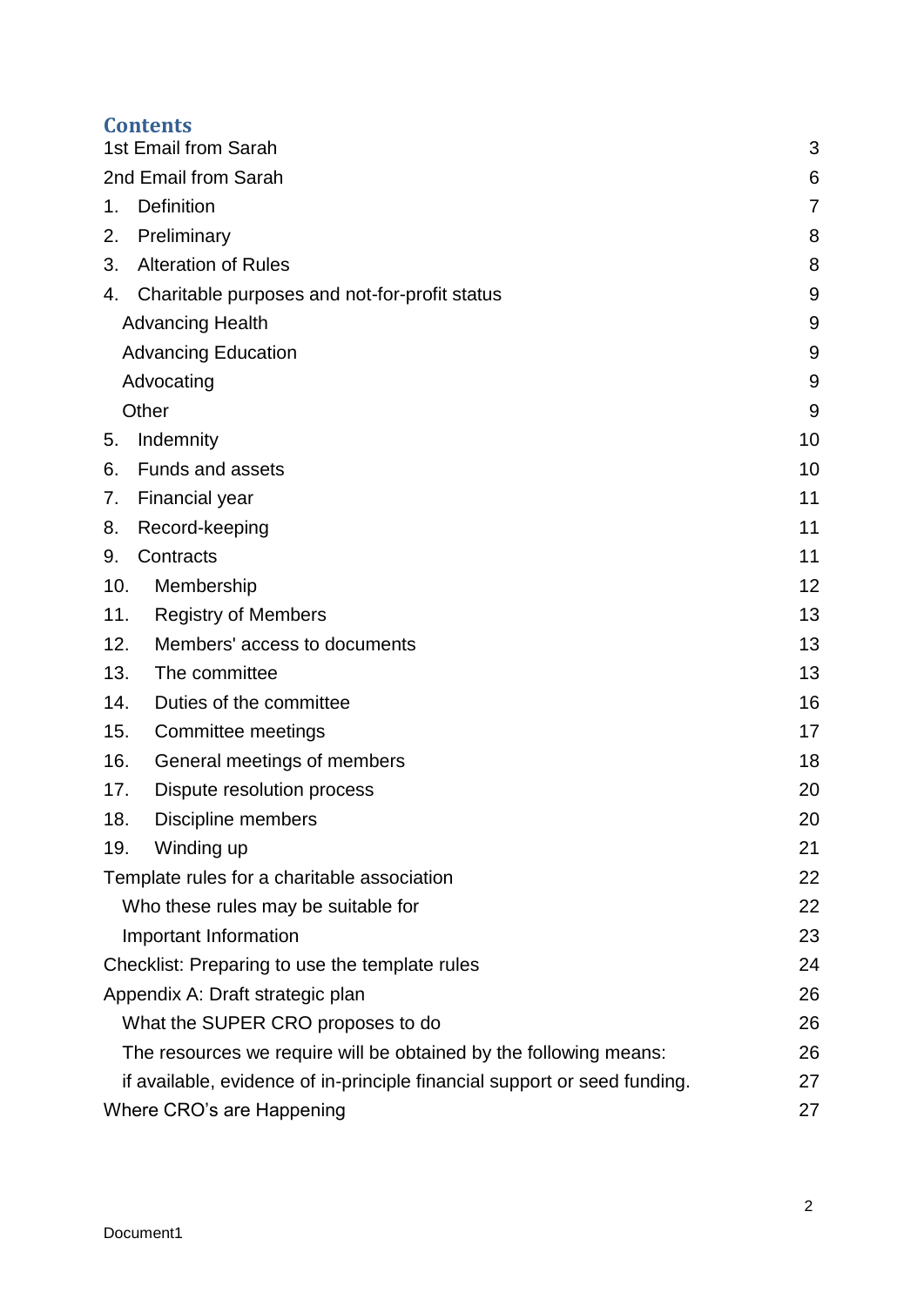## Contents

| | |
|---|---|
| 1st Email from Sarah | 3 |
| 2nd Email from Sarah | 6 |
| 1. Definition | 7 |
| 2. Preliminary | 8 |
| 3. Alteration of Rules | 8 |
| 4. Charitable purposes and not-for-profit status | 9 |
| Advancing Health | 9 |
| Advancing Education | 9 |
| Advocating | 9 |
| Other | 9 |
| 5. Indemnity | 10 |
| 6. Funds and assets | 10 |
| 7. Financial year | 11 |
| 8. Record-keeping | 11 |
| 9. Contracts | 11 |
| 10. Membership | 12 |
| 11. Registry of Members | 13 |
| 12. Members' access to documents | 13 |
| 13. The committee | 13 |
| 14. Duties of the committee | 16 |
| 15. Committee meetings | 17 |
| 16. General meetings of members | 18 |
| 17. Dispute resolution process | 20 |
| 18. Discipline members | 20 |
| 19. Winding up | 21 |
| Template rules for a charitable association | 22 |
| Who these rules may be suitable for | 22 |
| Important Information | 23 |
| Checklist: Preparing to use the template rules | 24 |
| Appendix A: Draft strategic plan | 26 |
| What the SUPER CRO proposes to do | 26 |
| The resources we require will be obtained by the following means: | 26 |
| if available, evidence of in-principle financial support or seed funding. | 27 |
| Where CRO's are Happening | 27 |

Document1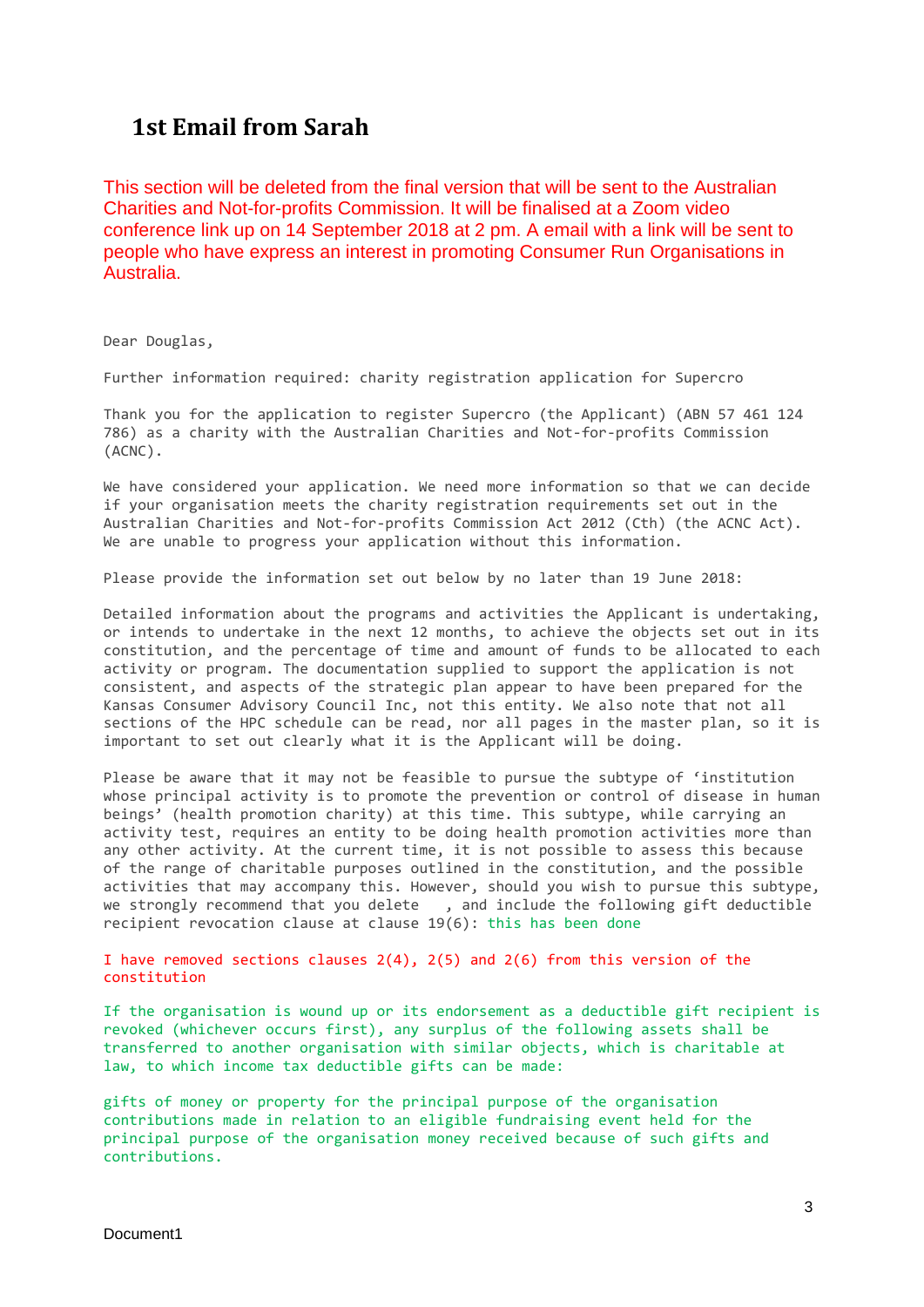## 1st Email from Sarah

This section will be deleted from the final version that will be sent to the Australian Charities and Not-for-profits Commission. It will be finalised at a Zoom video conference link up on 14 September 2018 at 2 pm. A email with a link will be sent to people who have express an interest in promoting Consumer Run Organisations in Australia.

Dear Douglas,

Further information required: charity registration application for Supercro

Thank you for the application to register Supercro (the Applicant) (ABN 57 461 124 786) as a charity with the Australian Charities and Not-for-profits Commission (ACNC).

We have considered your application. We need more information so that we can decide if your organisation meets the charity registration requirements set out in the Australian Charities and Not-for-profits Commission Act 2012 (Cth) (the ACNC Act). We are unable to progress your application without this information.

Please provide the information set out below by no later than 19 June 2018:

Detailed information about the programs and activities the Applicant is undertaking, or intends to undertake in the next 12 months, to achieve the objects set out in its constitution, and the percentage of time and amount of funds to be allocated to each activity or program. The documentation supplied to support the application is not consistent, and aspects of the strategic plan appear to have been prepared for the Kansas Consumer Advisory Council Inc, not this entity. We also note that not all sections of the HPC schedule can be read, nor all pages in the master plan, so it is important to set out clearly what it is the Applicant will be doing.

Please be aware that it may not be feasible to pursue the subtype of 'institution whose principal activity is to promote the prevention or control of disease in human beings' (health promotion charity) at this time. This subtype, while carrying an activity test, requires an entity to be doing health promotion activities more than any other activity. At the current time, it is not possible to assess this because of the range of charitable purposes outlined in the constitution, and the possible activities that may accompany this. However, should you wish to pursue this subtype, we strongly recommend that you delete , and include the following gift deductible recipient revocation clause at clause 19(6): this has been done

I have removed sections clauses 2(4), 2(5) and 2(6) from this version of the constitution

If the organisation is wound up or its endorsement as a deductible gift recipient is revoked (whichever occurs first), any surplus of the following assets shall be transferred to another organisation with similar objects, which is charitable at law, to which income tax deductible gifts can be made:

gifts of money or property for the principal purpose of the organisation
contributions made in relation to an eligible fundraising event held for the principal purpose of the organisation money received because of such gifts and contributions.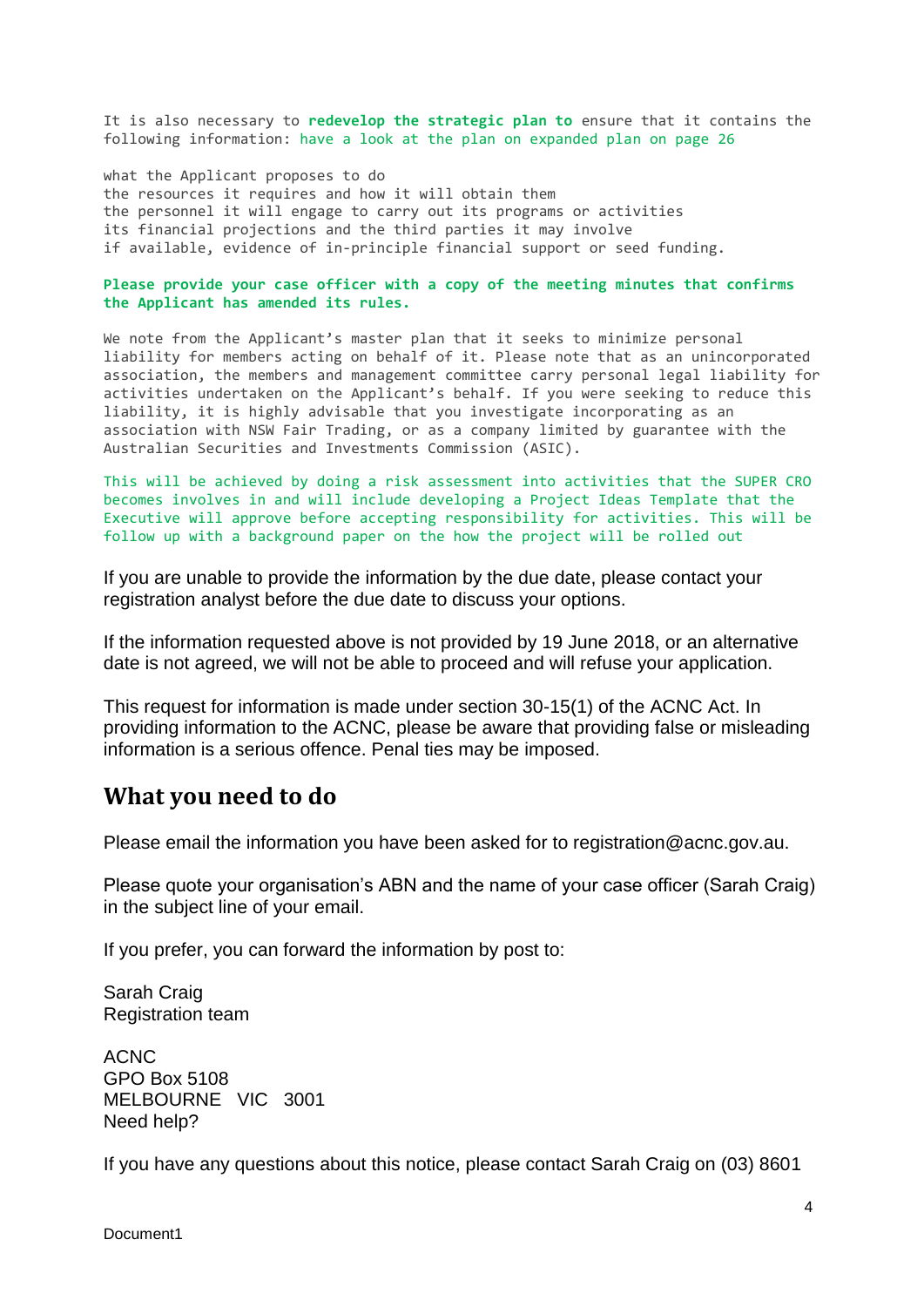It is also necessary to **redevelop the strategic plan to** ensure that it contains the following information: have a look at the plan on expanded plan on page 26

what the Applicant proposes to do
the resources it requires and how it will obtain them
the personnel it will engage to carry out its programs or activities
its financial projections and the third parties it may involve
if available, evidence of in-principle financial support or seed funding.

**Please provide your case officer with a copy of the meeting minutes that confirms the Applicant has amended its rules.**

We note from the Applicant's master plan that it seeks to minimize personal liability for members acting on behalf of it. Please note that as an unincorporated association, the members and management committee carry personal legal liability for activities undertaken on the Applicant's behalf. If you were seeking to reduce this liability, it is highly advisable that you investigate incorporating as an association with NSW Fair Trading, or as a company limited by guarantee with the Australian Securities and Investments Commission (ASIC).

This will be achieved by doing a risk assessment into activities that the SUPER CRO becomes involves in and will include developing a Project Ideas Template that the Executive will approve before accepting responsibility for activities. This will be follow up with a background paper on the how the project will be rolled out

If you are unable to provide the information by the due date, please contact your registration analyst before the due date to discuss your options.

If the information requested above is not provided by 19 June 2018, or an alternative date is not agreed, we will not be able to proceed and will refuse your application.

This request for information is made under section 30-15(1) of the ACNC Act. In providing information to the ACNC, please be aware that providing false or misleading information is a serious offence. Penal ties may be imposed.

## What you need to do

Please email the information you have been asked for to registration@acnc.gov.au.

Please quote your organisation's ABN and the name of your case officer (Sarah Craig) in the subject line of your email.

If you prefer, you can forward the information by post to:

Sarah Craig
Registration team

ACNC
GPO Box 5108
MELBOURNE VIC 3001
Need help?

If you have any questions about this notice, please contact Sarah Craig on (03) 8601

Document1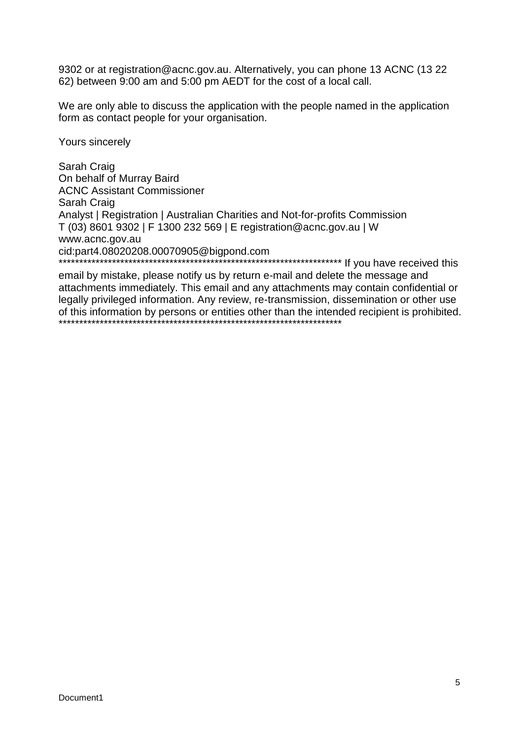9302 or at registration@acnc.gov.au. Alternatively, you can phone 13 ACNC (13 22 62) between 9:00 am and 5:00 pm AEDT for the cost of a local call.

We are only able to discuss the application with the people named in the application form as contact people for your organisation.

Yours sincerely

Sarah Craig
On behalf of Murray Baird
ACNC Assistant Commissioner
Sarah Craig
Analyst | Registration | Australian Charities and Not-for-profits Commission
T (03) 8601 9302 | F 1300 232 569 | E registration@acnc.gov.au | W www.acnc.gov.au
cid:part4.08020208.00070905@bigpond.com
********************************************************************** If you have received this email by mistake, please notify us by return e-mail and delete the message and attachments immediately. This email and any attachments may contain confidential or legally privileged information. Any review, re-transmission, dissemination or other use of this information by persons or entities other than the intended recipient is prohibited. **********************************************************************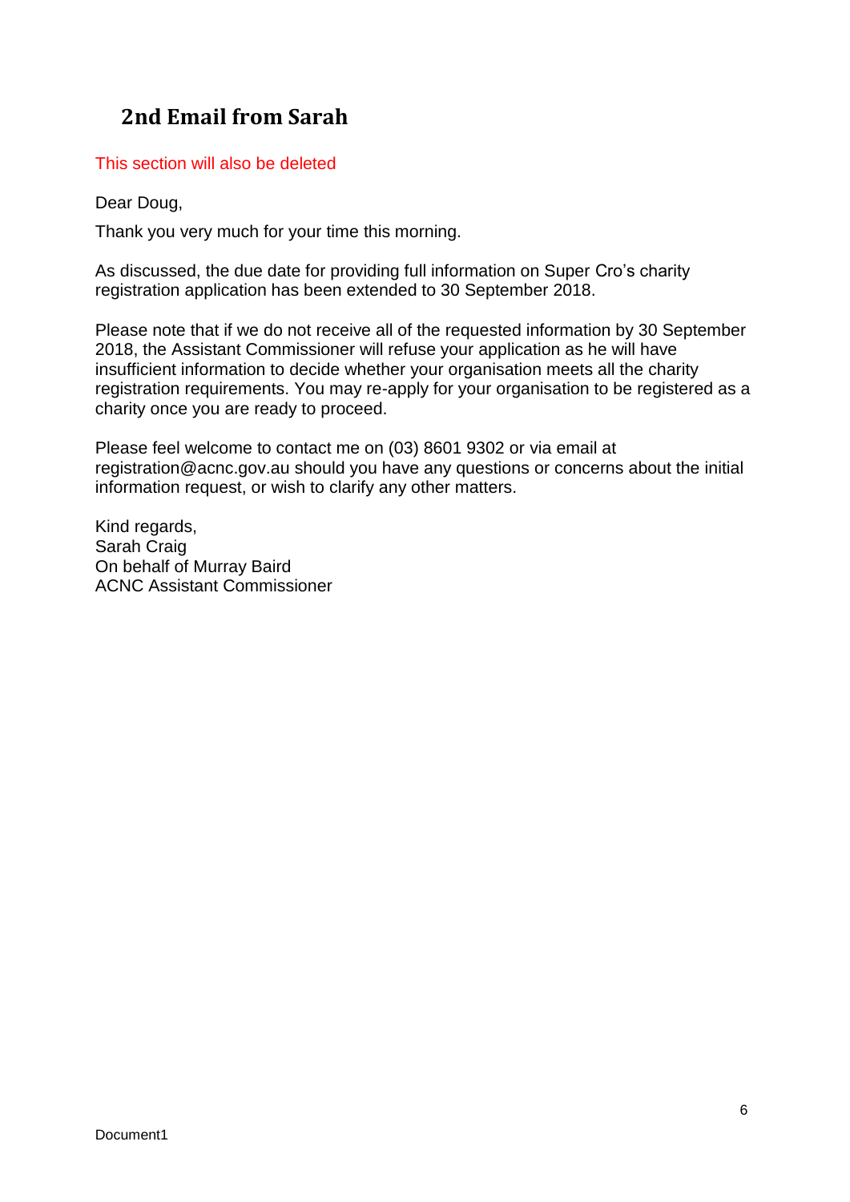## 2nd Email from Sarah

This section will also be deleted

Dear Doug,

Thank you very much for your time this morning.

As discussed, the due date for providing full information on Super Cro's charity registration application has been extended to 30 September 2018.

Please note that if we do not receive all of the requested information by 30 September 2018, the Assistant Commissioner will refuse your application as he will have insufficient information to decide whether your organisation meets all the charity registration requirements. You may re-apply for your organisation to be registered as a charity once you are ready to proceed.

Please feel welcome to contact me on (03) 8601 9302 or via email at registration@acnc.gov.au should you have any questions or concerns about the initial information request, or wish to clarify any other matters.

Kind regards,
Sarah Craig
On behalf of Murray Baird
ACNC Assistant Commissioner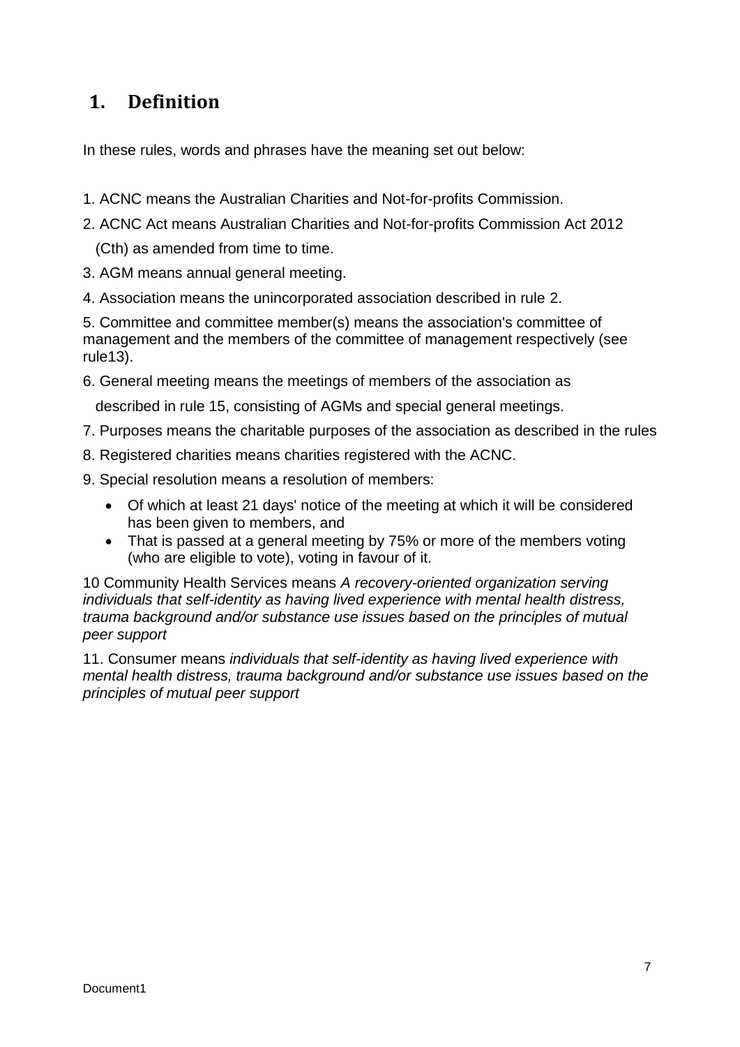## 1. Definition

In these rules, words and phrases have the meaning set out below:

1. ACNC means the Australian Charities and Not-for-profits Commission.
2. ACNC Act means Australian Charities and Not-for-profits Commission Act 2012 (Cth) as amended from time to time.
3. AGM means annual general meeting.
4. Association means the unincorporated association described in rule 2.
5. Committee and committee member(s) means the association's committee of management and the members of the committee of management respectively (see rule13).
6. General meeting means the meetings of members of the association as described in rule 15, consisting of AGMs and special general meetings.
7. Purposes means the charitable purposes of the association as described in the rules
8. Registered charities means charities registered with the ACNC.
9. Special resolution means a resolution of members:
   - Of which at least 21 days' notice of the meeting at which it will be considered has been given to members, and
   - That is passed at a general meeting by 75% or more of the members voting (who are eligible to vote), voting in favour of it.

10 Community Health Services means *A recovery-oriented organization serving individuals that self-identity as having lived experience with mental health distress, trauma background and/or substance use issues based on the principles of mutual peer support*

11. Consumer means *individuals that self-identity as having lived experience with mental health distress, trauma background and/or substance use issues based on the principles of mutual peer support*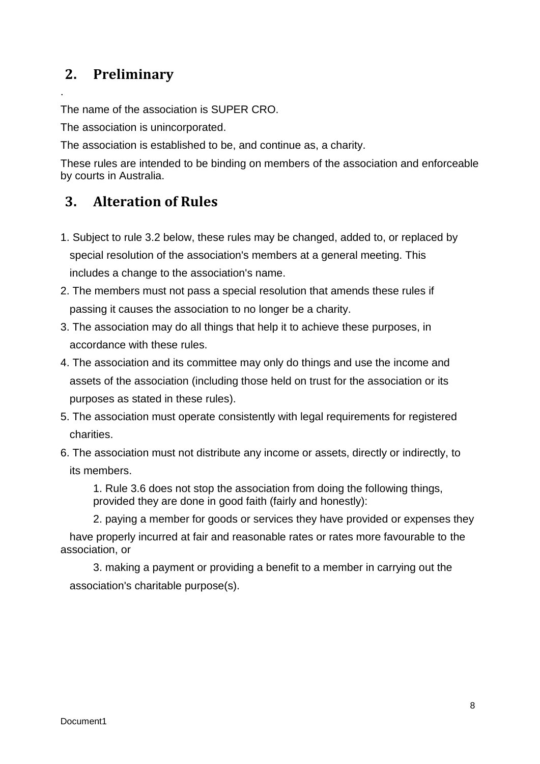## 2. Preliminary

.

The name of the association is SUPER CRO.

The association is unincorporated.

The association is established to be, and continue as, a charity.

These rules are intended to be binding on members of the association and enforceable by courts in Australia.

## 3. Alteration of Rules

1. Subject to rule 3.2 below, these rules may be changed, added to, or replaced by special resolution of the association's members at a general meeting. This includes a change to the association's name.
2. The members must not pass a special resolution that amends these rules if passing it causes the association to no longer be a charity.
3. The association may do all things that help it to achieve these purposes, in accordance with these rules.
4. The association and its committee may only do things and use the income and assets of the association (including those held on trust for the association or its purposes as stated in these rules).
5. The association must operate consistently with legal requirements for registered charities.
6. The association must not distribute any income or assets, directly or indirectly, to its members.
    1. Rule 3.6 does not stop the association from doing the following things, provided they are done in good faith (fairly and honestly):
    2. paying a member for goods or services they have provided or expenses they have properly incurred at fair and reasonable rates or rates more favourable to the association, or
    3. making a payment or providing a benefit to a member in carrying out the association's charitable purpose(s).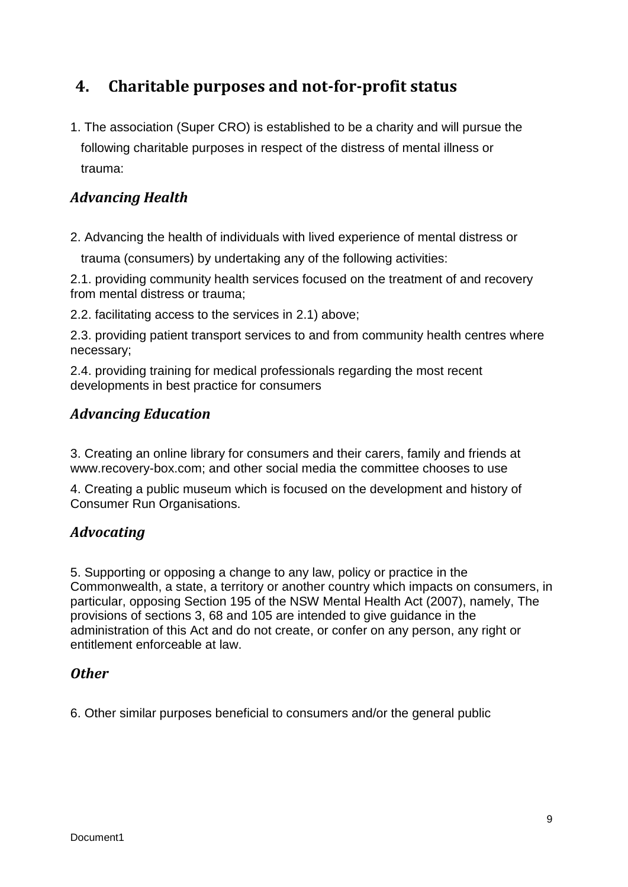## 4. Charitable purposes and not-for-profit status

1. The association (Super CRO) is established to be a charity and will pursue the following charitable purposes in respect of the distress of mental illness or trauma:

### *Advancing Health*

2. Advancing the health of individuals with lived experience of mental distress or trauma (consumers) by undertaking any of the following activities:

2.1. providing community health services focused on the treatment of and recovery from mental distress or trauma;

2.2. facilitating access to the services in 2.1) above;

2.3. providing patient transport services to and from community health centres where necessary;

2.4. providing training for medical professionals regarding the most recent developments in best practice for consumers

### *Advancing Education*

3. Creating an online library for consumers and their carers, family and friends at www.recovery-box.com; and other social media the committee chooses to use

4. Creating a public museum which is focused on the development and history of Consumer Run Organisations.

### *Advocating*

5. Supporting or opposing a change to any law, policy or practice in the Commonwealth, a state, a territory or another country which impacts on consumers, in particular, opposing Section 195 of the NSW Mental Health Act (2007), namely, The provisions of sections 3, 68 and 105 are intended to give guidance in the administration of this Act and do not create, or confer on any person, any right or entitlement enforceable at law.

### *Other*

6. Other similar purposes beneficial to consumers and/or the general public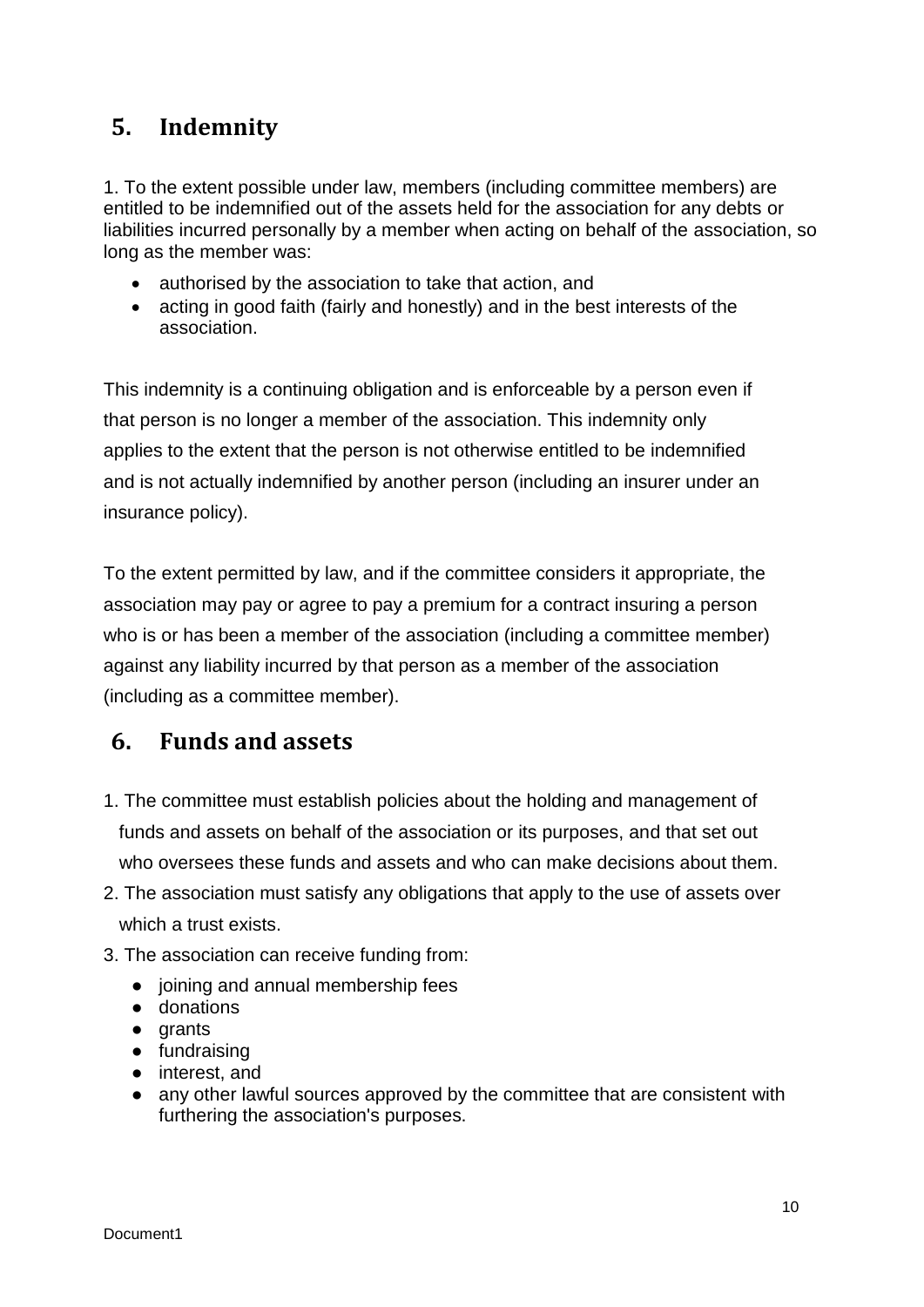## 5. Indemnity

1. To the extent possible under law, members (including committee members) are entitled to be indemnified out of the assets held for the association for any debts or liabilities incurred personally by a member when acting on behalf of the association, so long as the member was:

- authorised by the association to take that action, and
- acting in good faith (fairly and honestly) and in the best interests of the association.

This indemnity is a continuing obligation and is enforceable by a person even if that person is no longer a member of the association. This indemnity only applies to the extent that the person is not otherwise entitled to be indemnified and is not actually indemnified by another person (including an insurer under an insurance policy).

To the extent permitted by law, and if the committee considers it appropriate, the association may pay or agree to pay a premium for a contract insuring a person who is or has been a member of the association (including a committee member) against any liability incurred by that person as a member of the association (including as a committee member).

## 6. Funds and assets

1. The committee must establish policies about the holding and management of funds and assets on behalf of the association or its purposes, and that set out who oversees these funds and assets and who can make decisions about them.
2. The association must satisfy any obligations that apply to the use of assets over which a trust exists.
3. The association can receive funding from:
   - joining and annual membership fees
   - donations
   - grants
   - fundraising
   - interest, and
   - any other lawful sources approved by the committee that are consistent with furthering the association's purposes.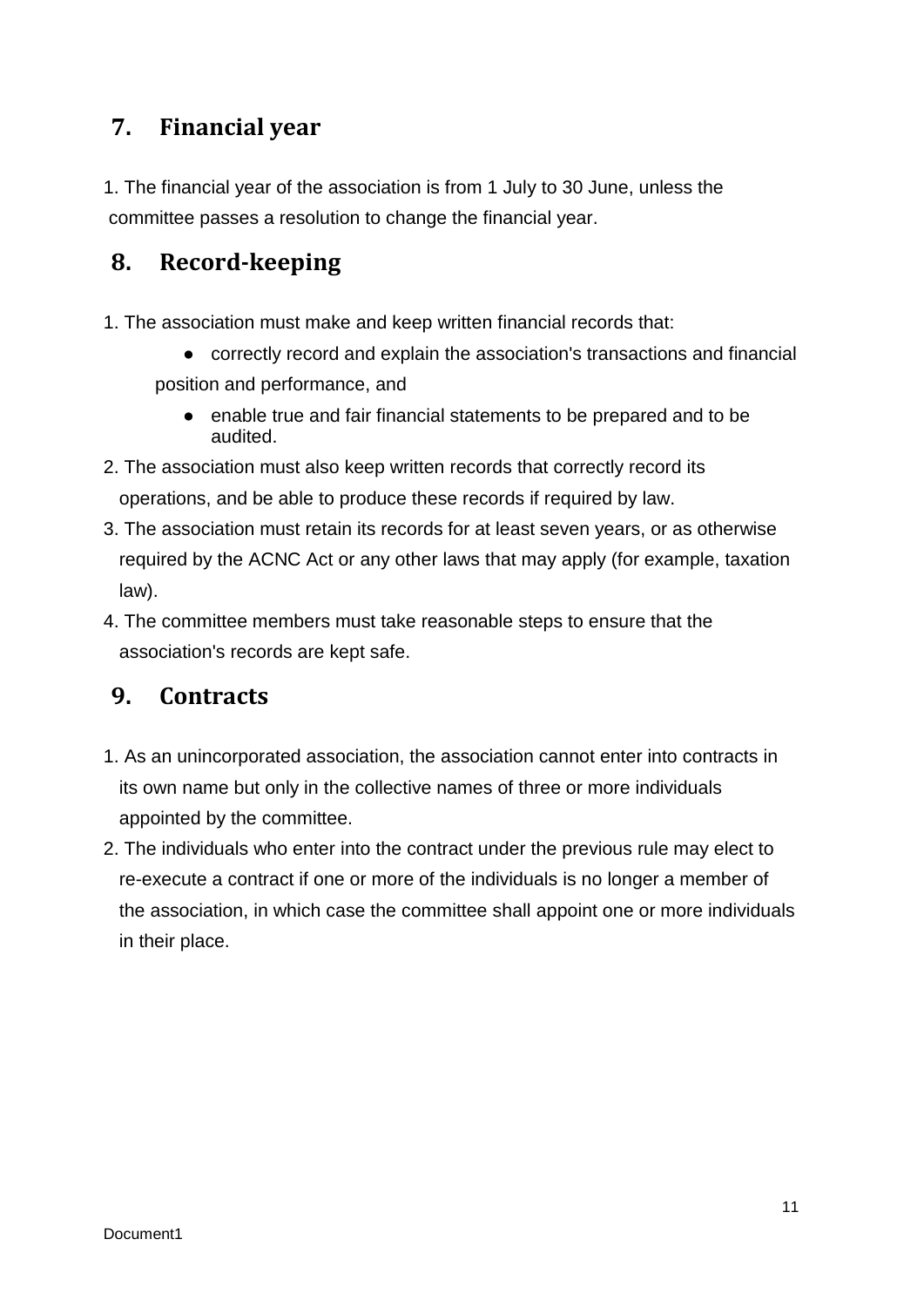## 7. Financial year

1. The financial year of the association is from 1 July to 30 June, unless the committee passes a resolution to change the financial year.

## 8. Record-keeping

1. The association must make and keep written financial records that:
   - correctly record and explain the association's transactions and financial position and performance, and
   - enable true and fair financial statements to be prepared and to be audited.
2. The association must also keep written records that correctly record its operations, and be able to produce these records if required by law.
3. The association must retain its records for at least seven years, or as otherwise required by the ACNC Act or any other laws that may apply (for example, taxation law).
4. The committee members must take reasonable steps to ensure that the association's records are kept safe.

## 9. Contracts

1. As an unincorporated association, the association cannot enter into contracts in its own name but only in the collective names of three or more individuals appointed by the committee.
2. The individuals who enter into the contract under the previous rule may elect to re-execute a contract if one or more of the individuals is no longer a member of the association, in which case the committee shall appoint one or more individuals in their place.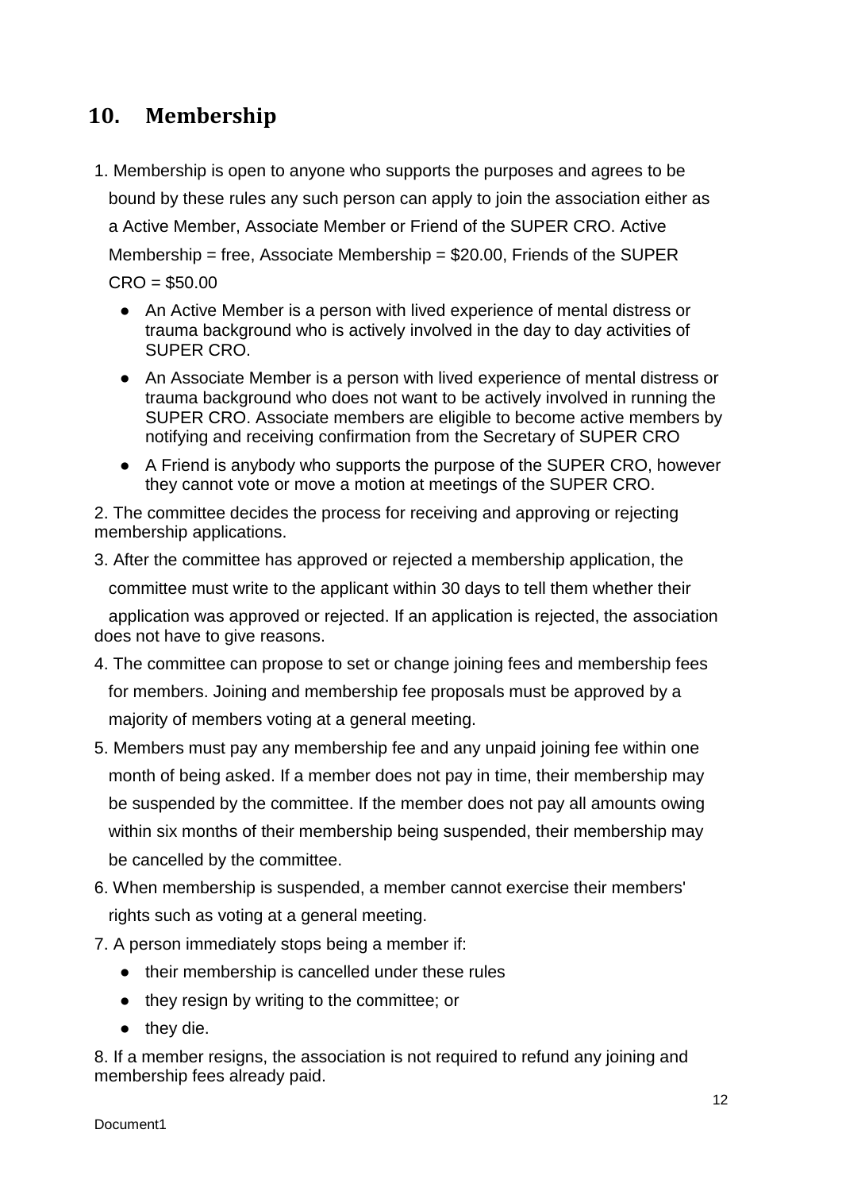## 10. Membership

1. Membership is open to anyone who supports the purposes and agrees to be bound by these rules any such person can apply to join the association either as a Active Member, Associate Member or Friend of the SUPER CRO. Active Membership = free, Associate Membership = $20.00, Friends of the SUPER CRO = $50.00
   - An Active Member is a person with lived experience of mental distress or trauma background who is actively involved in the day to day activities of SUPER CRO.
   - An Associate Member is a person with lived experience of mental distress or trauma background who does not want to be actively involved in running the SUPER CRO. Associate members are eligible to become active members by notifying and receiving confirmation from the Secretary of SUPER CRO
   - A Friend is anybody who supports the purpose of the SUPER CRO, however they cannot vote or move a motion at meetings of the SUPER CRO.
2. The committee decides the process for receiving and approving or rejecting membership applications.
3. After the committee has approved or rejected a membership application, the committee must write to the applicant within 30 days to tell them whether their application was approved or rejected. If an application is rejected, the association does not have to give reasons.
4. The committee can propose to set or change joining fees and membership fees for members. Joining and membership fee proposals must be approved by a majority of members voting at a general meeting.
5. Members must pay any membership fee and any unpaid joining fee within one month of being asked. If a member does not pay in time, their membership may be suspended by the committee. If the member does not pay all amounts owing within six months of their membership being suspended, their membership may be cancelled by the committee.
6. When membership is suspended, a member cannot exercise their members' rights such as voting at a general meeting.
7. A person immediately stops being a member if:
   - their membership is cancelled under these rules
   - they resign by writing to the committee; or
   - they die.
8. If a member resigns, the association is not required to refund any joining and membership fees already paid.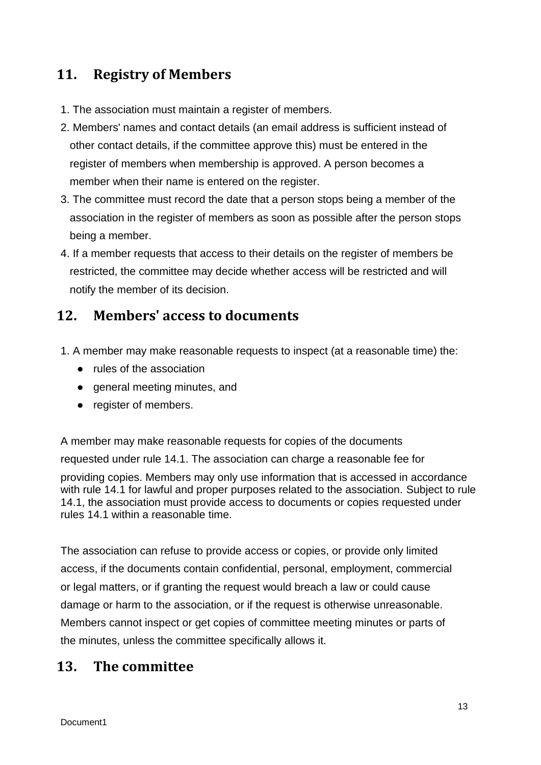## 11. Registry of Members

1. The association must maintain a register of members.
2. Members' names and contact details (an email address is sufficient instead of other contact details, if the committee approve this) must be entered in the register of members when membership is approved. A person becomes a member when their name is entered on the register.
3. The committee must record the date that a person stops being a member of the association in the register of members as soon as possible after the person stops being a member.
4. If a member requests that access to their details on the register of members be restricted, the committee may decide whether access will be restricted and will notify the member of its decision.

## 12. Members' access to documents

1. A member may make reasonable requests to inspect (at a reasonable time) the:
   - rules of the association
   - general meeting minutes, and
   - register of members.

A member may make reasonable requests for copies of the documents requested under rule 14.1. The association can charge a reasonable fee for providing copies. Members may only use information that is accessed in accordance with rule 14.1 for lawful and proper purposes related to the association. Subject to rule 14.1, the association must provide access to documents or copies requested under rules 14.1 within a reasonable time.

The association can refuse to provide access or copies, or provide only limited access, if the documents contain confidential, personal, employment, commercial or legal matters, or if granting the request would breach a law or could cause damage or harm to the association, or if the request is otherwise unreasonable. Members cannot inspect or get copies of committee meeting minutes or parts of the minutes, unless the committee specifically allows it.

## 13. The committee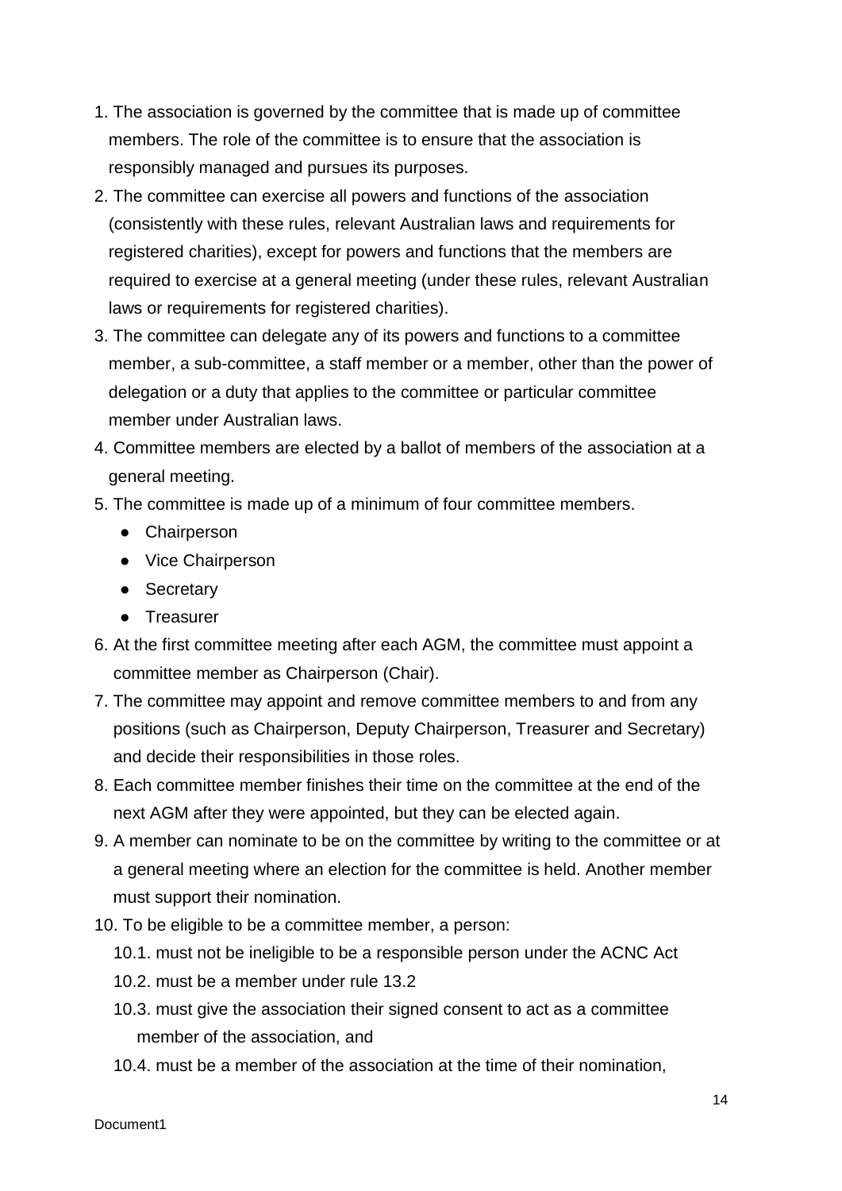1. The association is governed by the committee that is made up of committee members. The role of the committee is to ensure that the association is responsibly managed and pursues its purposes.
2. The committee can exercise all powers and functions of the association (consistently with these rules, relevant Australian laws and requirements for registered charities), except for powers and functions that the members are required to exercise at a general meeting (under these rules, relevant Australian laws or requirements for registered charities).
3. The committee can delegate any of its powers and functions to a committee member, a sub-committee, a staff member or a member, other than the power of delegation or a duty that applies to the committee or particular committee member under Australian laws.
4. Committee members are elected by a ballot of members of the association at a general meeting.
5. The committee is made up of a minimum of four committee members.
   - Chairperson
   - Vice Chairperson
   - Secretary
   - Treasurer
6. At the first committee meeting after each AGM, the committee must appoint a committee member as Chairperson (Chair).
7. The committee may appoint and remove committee members to and from any positions (such as Chairperson, Deputy Chairperson, Treasurer and Secretary) and decide their responsibilities in those roles.
8. Each committee member finishes their time on the committee at the end of the next AGM after they were appointed, but they can be elected again.
9. A member can nominate to be on the committee by writing to the committee or at a general meeting where an election for the committee is held. Another member must support their nomination.
10. To be eligible to be a committee member, a person:
    10.1. must not be ineligible to be a responsible person under the ACNC Act
    10.2. must be a member under rule 13.2
    10.3. must give the association their signed consent to act as a committee member of the association, and
    10.4. must be a member of the association at the time of their nomination,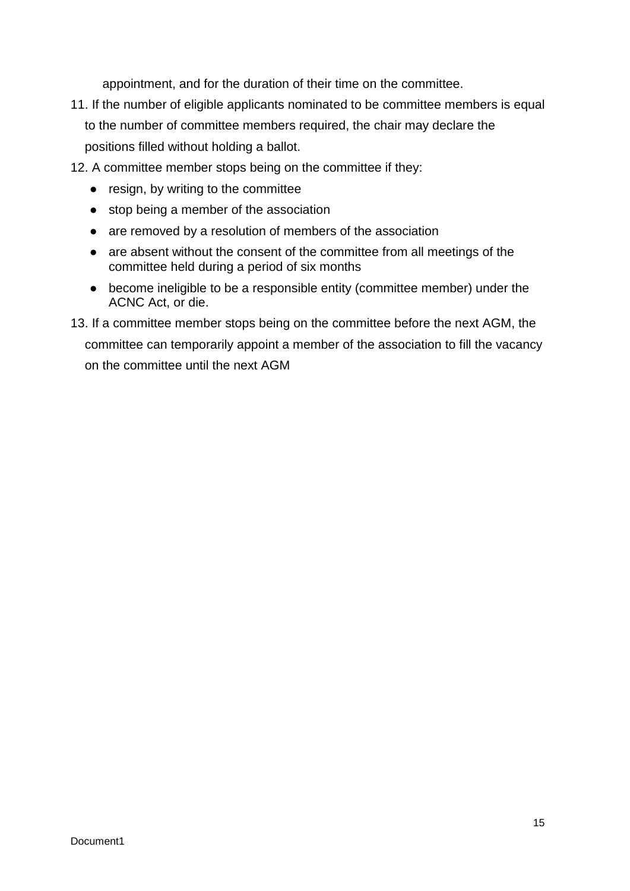appointment, and for the duration of their time on the committee.

11. If the number of eligible applicants nominated to be committee members is equal to the number of committee members required, the chair may declare the positions filled without holding a ballot.
12. A committee member stops being on the committee if they:
    - resign, by writing to the committee
    - stop being a member of the association
    - are removed by a resolution of members of the association
    - are absent without the consent of the committee from all meetings of the committee held during a period of six months
    - become ineligible to be a responsible entity (committee member) under the ACNC Act, or die.
13. If a committee member stops being on the committee before the next AGM, the committee can temporarily appoint a member of the association to fill the vacancy on the committee until the next AGM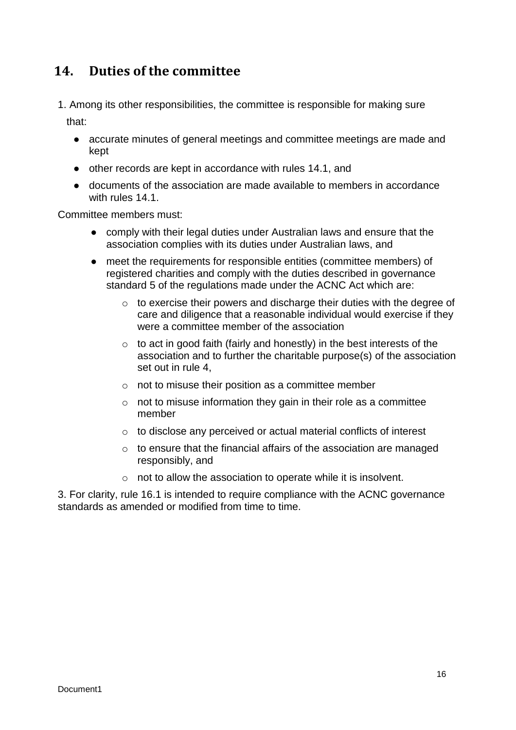## 14. Duties of the committee

1. Among its other responsibilities, the committee is responsible for making sure that:

   - accurate minutes of general meetings and committee meetings are made and kept
   - other records are kept in accordance with rules 14.1, and
   - documents of the association are made available to members in accordance with rules 14.1.

Committee members must:

- comply with their legal duties under Australian laws and ensure that the association complies with its duties under Australian laws, and
- meet the requirements for responsible entities (committee members) of registered charities and comply with the duties described in governance standard 5 of the regulations made under the ACNC Act which are:
  - to exercise their powers and discharge their duties with the degree of care and diligence that a reasonable individual would exercise if they were a committee member of the association
  - to act in good faith (fairly and honestly) in the best interests of the association and to further the charitable purpose(s) of the association set out in rule 4,
  - not to misuse their position as a committee member
  - not to misuse information they gain in their role as a committee member
  - to disclose any perceived or actual material conflicts of interest
  - to ensure that the financial affairs of the association are managed responsibly, and
  - not to allow the association to operate while it is insolvent.

3. For clarity, rule 16.1 is intended to require compliance with the ACNC governance standards as amended or modified from time to time.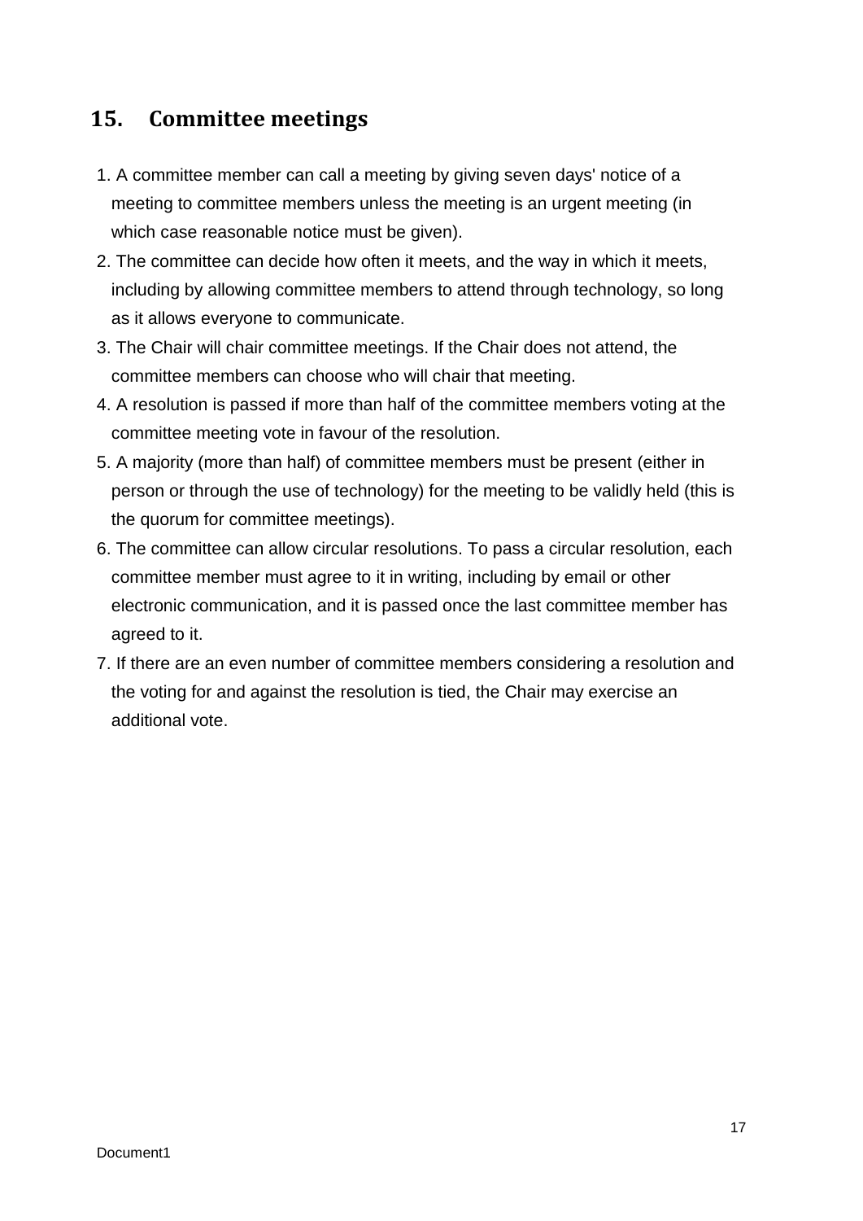## 15. Committee meetings

1. A committee member can call a meeting by giving seven days' notice of a meeting to committee members unless the meeting is an urgent meeting (in which case reasonable notice must be given).
2. The committee can decide how often it meets, and the way in which it meets, including by allowing committee members to attend through technology, so long as it allows everyone to communicate.
3. The Chair will chair committee meetings. If the Chair does not attend, the committee members can choose who will chair that meeting.
4. A resolution is passed if more than half of the committee members voting at the committee meeting vote in favour of the resolution.
5. A majority (more than half) of committee members must be present (either in person or through the use of technology) for the meeting to be validly held (this is the quorum for committee meetings).
6. The committee can allow circular resolutions. To pass a circular resolution, each committee member must agree to it in writing, including by email or other electronic communication, and it is passed once the last committee member has agreed to it.
7. If there are an even number of committee members considering a resolution and the voting for and against the resolution is tied, the Chair may exercise an additional vote.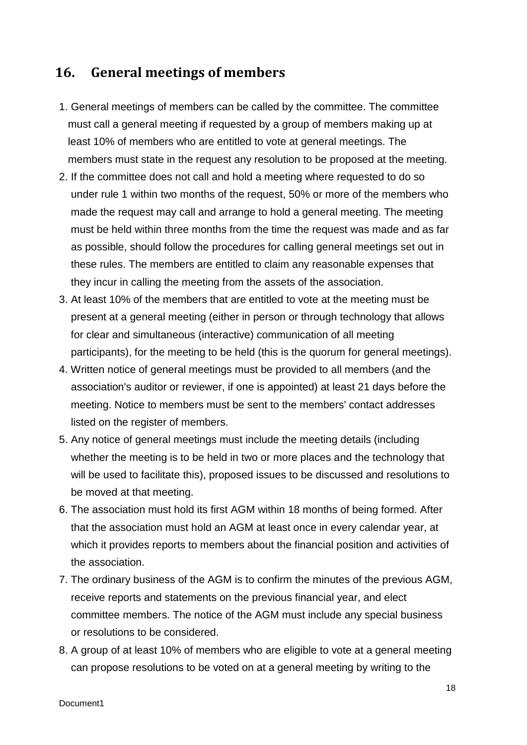## 16. General meetings of members

1. General meetings of members can be called by the committee. The committee must call a general meeting if requested by a group of members making up at least 10% of members who are entitled to vote at general meetings. The members must state in the request any resolution to be proposed at the meeting.
2. If the committee does not call and hold a meeting where requested to do so under rule 1 within two months of the request, 50% or more of the members who made the request may call and arrange to hold a general meeting. The meeting must be held within three months from the time the request was made and as far as possible, should follow the procedures for calling general meetings set out in these rules. The members are entitled to claim any reasonable expenses that they incur in calling the meeting from the assets of the association.
3. At least 10% of the members that are entitled to vote at the meeting must be present at a general meeting (either in person or through technology that allows for clear and simultaneous (interactive) communication of all meeting participants), for the meeting to be held (this is the quorum for general meetings).
4. Written notice of general meetings must be provided to all members (and the association's auditor or reviewer, if one is appointed) at least 21 days before the meeting. Notice to members must be sent to the members' contact addresses listed on the register of members.
5. Any notice of general meetings must include the meeting details (including whether the meeting is to be held in two or more places and the technology that will be used to facilitate this), proposed issues to be discussed and resolutions to be moved at that meeting.
6. The association must hold its first AGM within 18 months of being formed. After that the association must hold an AGM at least once in every calendar year, at which it provides reports to members about the financial position and activities of the association.
7. The ordinary business of the AGM is to confirm the minutes of the previous AGM, receive reports and statements on the previous financial year, and elect committee members. The notice of the AGM must include any special business or resolutions to be considered.
8. A group of at least 10% of members who are eligible to vote at a general meeting can propose resolutions to be voted on at a general meeting by writing to the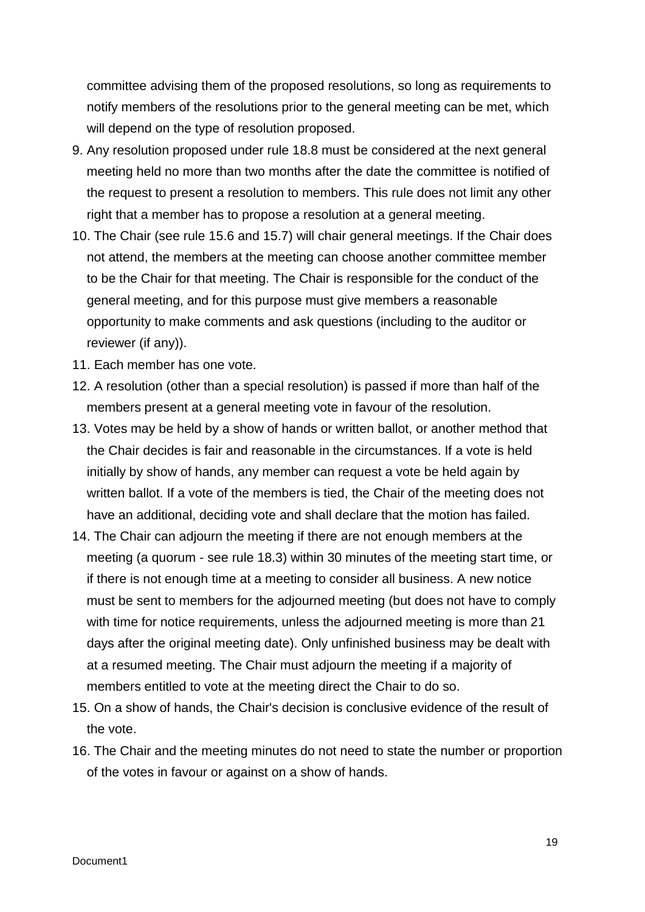committee advising them of the proposed resolutions, so long as requirements to notify members of the resolutions prior to the general meeting can be met, which will depend on the type of resolution proposed.

9. Any resolution proposed under rule 18.8 must be considered at the next general meeting held no more than two months after the date the committee is notified of the request to present a resolution to members. This rule does not limit any other right that a member has to propose a resolution at a general meeting.
10. The Chair (see rule 15.6 and 15.7) will chair general meetings. If the Chair does not attend, the members at the meeting can choose another committee member to be the Chair for that meeting. The Chair is responsible for the conduct of the general meeting, and for this purpose must give members a reasonable opportunity to make comments and ask questions (including to the auditor or reviewer (if any)).
11. Each member has one vote.
12. A resolution (other than a special resolution) is passed if more than half of the members present at a general meeting vote in favour of the resolution.
13. Votes may be held by a show of hands or written ballot, or another method that the Chair decides is fair and reasonable in the circumstances. If a vote is held initially by show of hands, any member can request a vote be held again by written ballot. If a vote of the members is tied, the Chair of the meeting does not have an additional, deciding vote and shall declare that the motion has failed.
14. The Chair can adjourn the meeting if there are not enough members at the meeting (a quorum - see rule 18.3) within 30 minutes of the meeting start time, or if there is not enough time at a meeting to consider all business. A new notice must be sent to members for the adjourned meeting (but does not have to comply with time for notice requirements, unless the adjourned meeting is more than 21 days after the original meeting date). Only unfinished business may be dealt with at a resumed meeting. The Chair must adjourn the meeting if a majority of members entitled to vote at the meeting direct the Chair to do so.
15. On a show of hands, the Chair's decision is conclusive evidence of the result of the vote.
16. The Chair and the meeting minutes do not need to state the number or proportion of the votes in favour or against on a show of hands.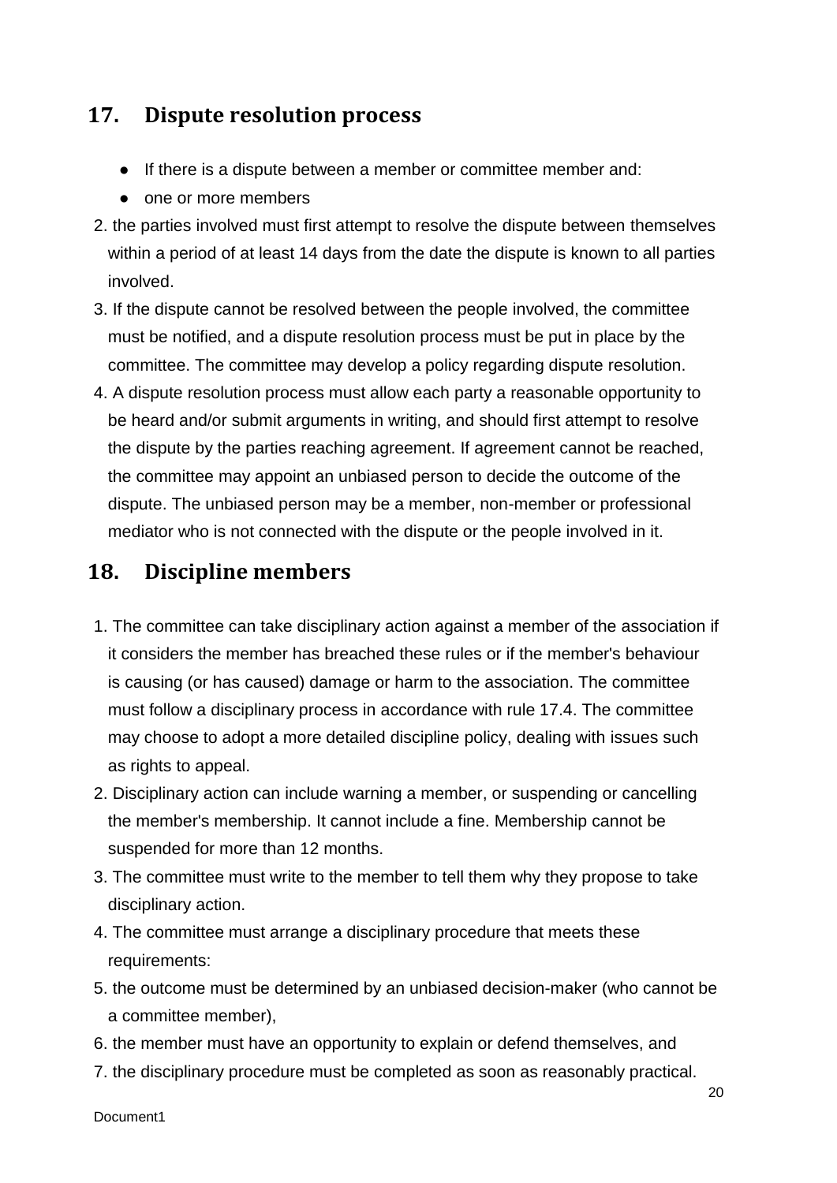## 17. Dispute resolution process

- If there is a dispute between a member or committee member and:
- one or more members

2. the parties involved must first attempt to resolve the dispute between themselves within a period of at least 14 days from the date the dispute is known to all parties involved.
3. If the dispute cannot be resolved between the people involved, the committee must be notified, and a dispute resolution process must be put in place by the committee. The committee may develop a policy regarding dispute resolution.
4. A dispute resolution process must allow each party a reasonable opportunity to be heard and/or submit arguments in writing, and should first attempt to resolve the dispute by the parties reaching agreement. If agreement cannot be reached, the committee may appoint an unbiased person to decide the outcome of the dispute. The unbiased person may be a member, non-member or professional mediator who is not connected with the dispute or the people involved in it.

## 18. Discipline members

1. The committee can take disciplinary action against a member of the association if it considers the member has breached these rules or if the member's behaviour is causing (or has caused) damage or harm to the association. The committee must follow a disciplinary process in accordance with rule 17.4. The committee may choose to adopt a more detailed discipline policy, dealing with issues such as rights to appeal.
2. Disciplinary action can include warning a member, or suspending or cancelling the member's membership. It cannot include a fine. Membership cannot be suspended for more than 12 months.
3. The committee must write to the member to tell them why they propose to take disciplinary action.
4. The committee must arrange a disciplinary procedure that meets these requirements:
5. the outcome must be determined by an unbiased decision-maker (who cannot be a committee member),
6. the member must have an opportunity to explain or defend themselves, and
7. the disciplinary procedure must be completed as soon as reasonably practical.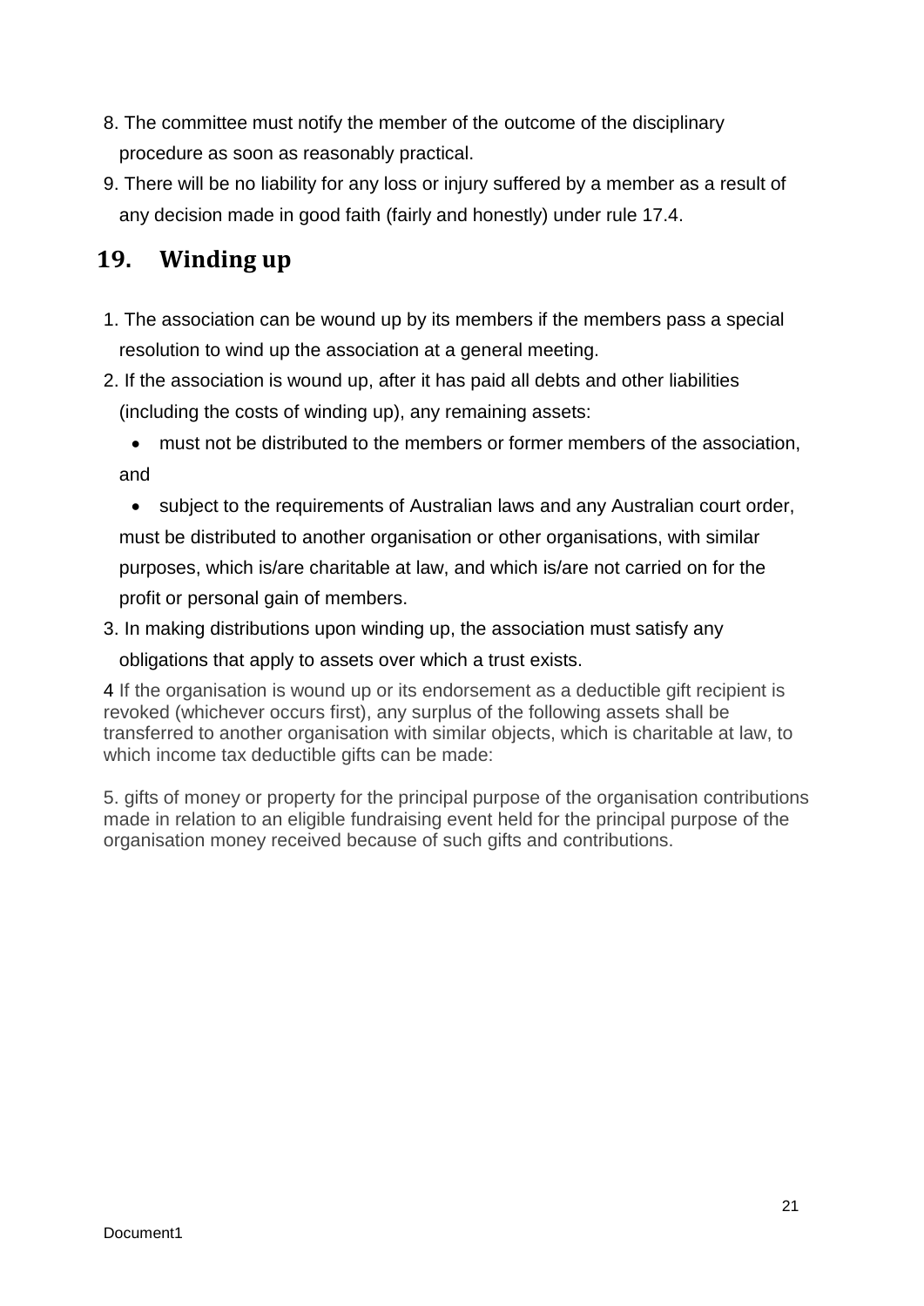8. The committee must notify the member of the outcome of the disciplinary procedure as soon as reasonably practical.
9. There will be no liability for any loss or injury suffered by a member as a result of any decision made in good faith (fairly and honestly) under rule 17.4.

## 19. Winding up

1. The association can be wound up by its members if the members pass a special resolution to wind up the association at a general meeting.
2. If the association is wound up, after it has paid all debts and other liabilities (including the costs of winding up), any remaining assets:
   - must not be distributed to the members or former members of the association, and
   - subject to the requirements of Australian laws and any Australian court order, must be distributed to another organisation or other organisations, with similar purposes, which is/are charitable at law, and which is/are not carried on for the profit or personal gain of members.
3. In making distributions upon winding up, the association must satisfy any obligations that apply to assets over which a trust exists.

4 If the organisation is wound up or its endorsement as a deductible gift recipient is revoked (whichever occurs first), any surplus of the following assets shall be transferred to another organisation with similar objects, which is charitable at law, to which income tax deductible gifts can be made:

5. gifts of money or property for the principal purpose of the organisation contributions made in relation to an eligible fundraising event held for the principal purpose of the organisation money received because of such gifts and contributions.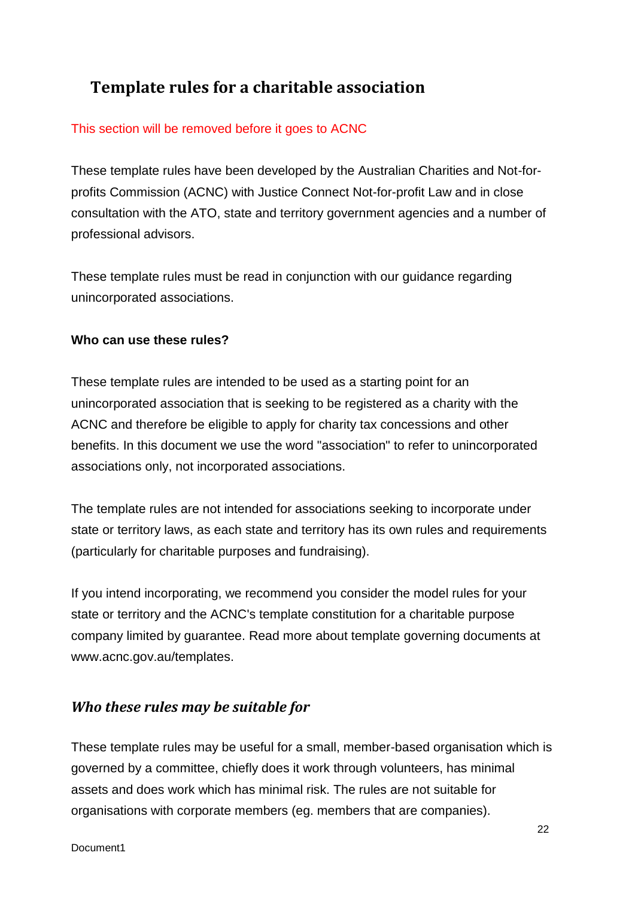# Template rules for a charitable association

This section will be removed before it goes to ACNC

These template rules have been developed by the Australian Charities and Not-for-profits Commission (ACNC) with Justice Connect Not-for-profit Law and in close consultation with the ATO, state and territory government agencies and a number of professional advisors.

These template rules must be read in conjunction with our guidance regarding unincorporated associations.

**Who can use these rules?**

These template rules are intended to be used as a starting point for an unincorporated association that is seeking to be registered as a charity with the ACNC and therefore be eligible to apply for charity tax concessions and other benefits. In this document we use the word "association" to refer to unincorporated associations only, not incorporated associations.

The template rules are not intended for associations seeking to incorporate under state or territory laws, as each state and territory has its own rules and requirements (particularly for charitable purposes and fundraising).

If you intend incorporating, we recommend you consider the model rules for your state or territory and the ACNC's template constitution for a charitable purpose company limited by guarantee. Read more about template governing documents at www.acnc.gov.au/templates.

## *Who these rules may be suitable for*

These template rules may be useful for a small, member-based organisation which is governed by a committee, chiefly does it work through volunteers, has minimal assets and does work which has minimal risk. The rules are not suitable for organisations with corporate members (eg. members that are companies).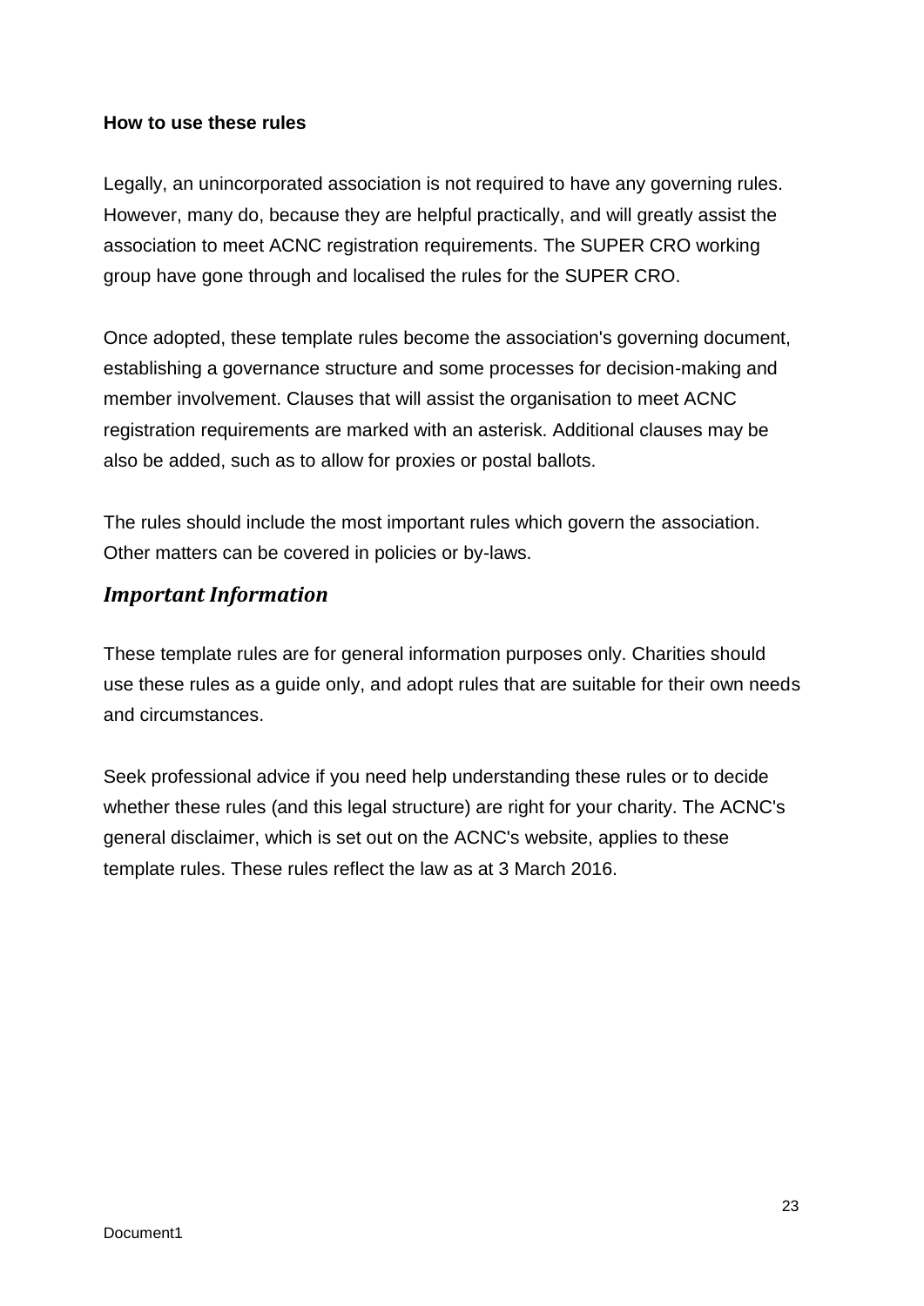**How to use these rules**

Legally, an unincorporated association is not required to have any governing rules. However, many do, because they are helpful practically, and will greatly assist the association to meet ACNC registration requirements. The SUPER CRO working group have gone through and localised the rules for the SUPER CRO.

Once adopted, these template rules become the association's governing document, establishing a governance structure and some processes for decision-making and member involvement. Clauses that will assist the organisation to meet ACNC registration requirements are marked with an asterisk. Additional clauses may be also be added, such as to allow for proxies or postal ballots.

The rules should include the most important rules which govern the association. Other matters can be covered in policies or by-laws.

## *Important Information*

These template rules are for general information purposes only. Charities should use these rules as a guide only, and adopt rules that are suitable for their own needs and circumstances.

Seek professional advice if you need help understanding these rules or to decide whether these rules (and this legal structure) are right for your charity. The ACNC's general disclaimer, which is set out on the ACNC's website, applies to these template rules. These rules reflect the law as at 3 March 2016.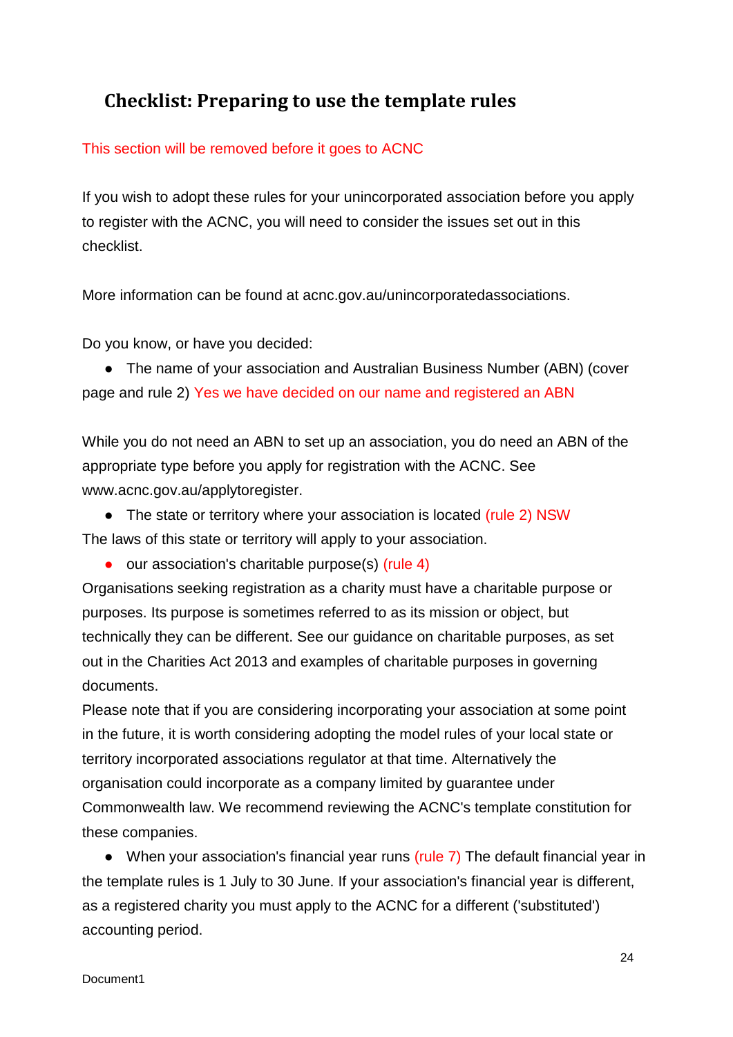## Checklist: Preparing to use the template rules

This section will be removed before it goes to ACNC

If you wish to adopt these rules for your unincorporated association before you apply to register with the ACNC, you will need to consider the issues set out in this checklist.

More information can be found at acnc.gov.au/unincorporatedassociations.

Do you know, or have you decided:

- The name of your association and Australian Business Number (ABN) (cover page and rule 2) Yes we have decided on our name and registered an ABN

While you do not need an ABN to set up an association, you do need an ABN of the appropriate type before you apply for registration with the ACNC. See www.acnc.gov.au/applytoregister.

- The state or territory where your association is located (rule 2) NSW

The laws of this state or territory will apply to your association.

- our association's charitable purpose(s) (rule 4)

Organisations seeking registration as a charity must have a charitable purpose or purposes. Its purpose is sometimes referred to as its mission or object, but technically they can be different. See our guidance on charitable purposes, as set out in the Charities Act 2013 and examples of charitable purposes in governing documents.

Please note that if you are considering incorporating your association at some point in the future, it is worth considering adopting the model rules of your local state or territory incorporated associations regulator at that time. Alternatively the organisation could incorporate as a company limited by guarantee under Commonwealth law. We recommend reviewing the ACNC's template constitution for these companies.

- When your association's financial year runs (rule 7) The default financial year in the template rules is 1 July to 30 June. If your association's financial year is different, as a registered charity you must apply to the ACNC for a different ('substituted') accounting period.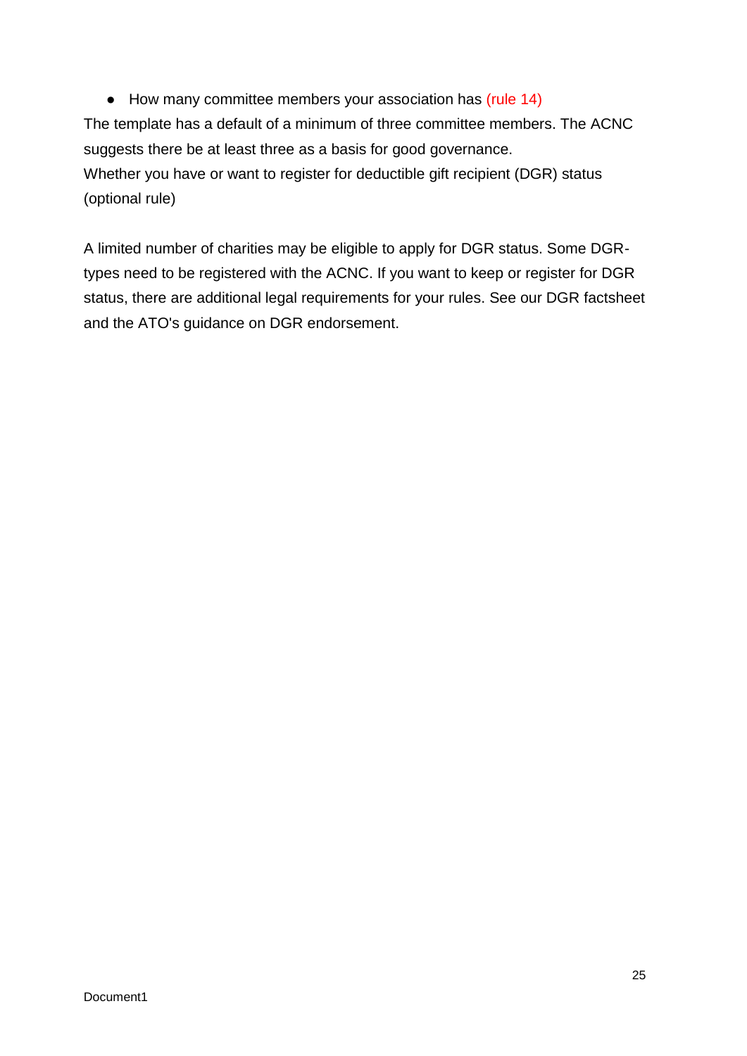- How many committee members your association has (rule 14)

The template has a default of a minimum of three committee members. The ACNC suggests there be at least three as a basis for good governance.
Whether you have or want to register for deductible gift recipient (DGR) status (optional rule)

A limited number of charities may be eligible to apply for DGR status. Some DGR-types need to be registered with the ACNC. If you want to keep or register for DGR status, there are additional legal requirements for your rules. See our DGR factsheet and the ATO's guidance on DGR endorsement.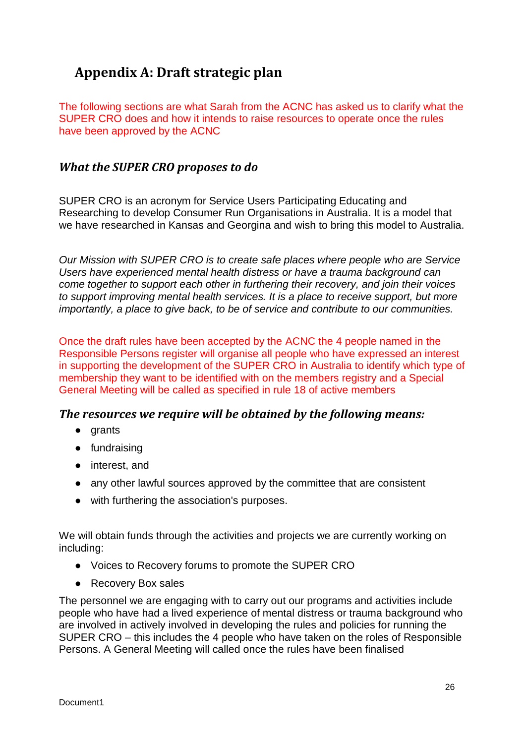# Appendix A: Draft strategic plan

The following sections are what Sarah from the ACNC has asked us to clarify what the SUPER CRO does and how it intends to raise resources to operate once the rules have been approved by the ACNC

## *What the SUPER CRO proposes to do*

SUPER CRO is an acronym for Service Users Participating Educating and Researching to develop Consumer Run Organisations in Australia. It is a model that we have researched in Kansas and Georgina and wish to bring this model to Australia.

*Our Mission with SUPER CRO is to create safe places where people who are Service Users have experienced mental health distress or have a trauma background can come together to support each other in furthering their recovery, and join their voices to support improving mental health services. It is a place to receive support, but more importantly, a place to give back, to be of service and contribute to our communities.*

Once the draft rules have been accepted by the ACNC the 4 people named in the Responsible Persons register will organise all people who have expressed an interest in supporting the development of the SUPER CRO in Australia to identify which type of membership they want to be identified with on the members registry and a Special General Meeting will be called as specified in rule 18 of active members

### *The resources we require will be obtained by the following means:*

- grants
- fundraising
- interest, and
- any other lawful sources approved by the committee that are consistent
- with furthering the association's purposes.

We will obtain funds through the activities and projects we are currently working on including:

- Voices to Recovery forums to promote the SUPER CRO
- Recovery Box sales

The personnel we are engaging with to carry out our programs and activities include people who have had a lived experience of mental distress or trauma background who are involved in actively involved in developing the rules and policies for running the SUPER CRO – this includes the 4 people who have taken on the roles of Responsible Persons. A General Meeting will called once the rules have been finalised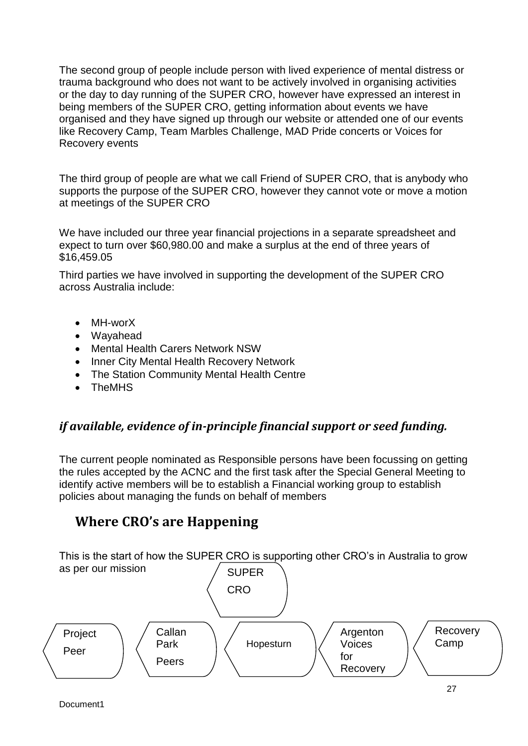The second group of people include person with lived experience of mental distress or trauma background who does not want to be actively involved in organising activities or the day to day running of the SUPER CRO, however have expressed an interest in being members of the SUPER CRO, getting information about events we have organised and they have signed up through our website or attended one of our events like Recovery Camp, Team Marbles Challenge, MAD Pride concerts or Voices for Recovery events

The third group of people are what we call Friend of SUPER CRO, that is anybody who supports the purpose of the SUPER CRO, however they cannot vote or move a motion at meetings of the SUPER CRO

We have included our three year financial projections in a separate spreadsheet and expect to turn over $60,980.00 and make a surplus at the end of three years of $16,459.05

Third parties we have involved in supporting the development of the SUPER CRO across Australia include:

- MH-worX
- Wayahead
- Mental Health Carers Network NSW
- Inner City Mental Health Recovery Network
- The Station Community Mental Health Centre
- TheMHS

### *if available, evidence of in-principle financial support or seed funding.*

The current people nominated as Responsible persons have been focussing on getting the rules accepted by the ACNC and the first task after the Special General Meeting to identify active members will be to establish a Financial working group to establish policies about managing the funds on behalf of members

## Where CRO's are Happening

This is the start of how the SUPER CRO is supporting other CRO's in Australia to grow as per our mission

SUPER CRO

Project Peer

Callan Park Peers

Hopesturn

Argenton Voices for Recovery

Recovery Camp